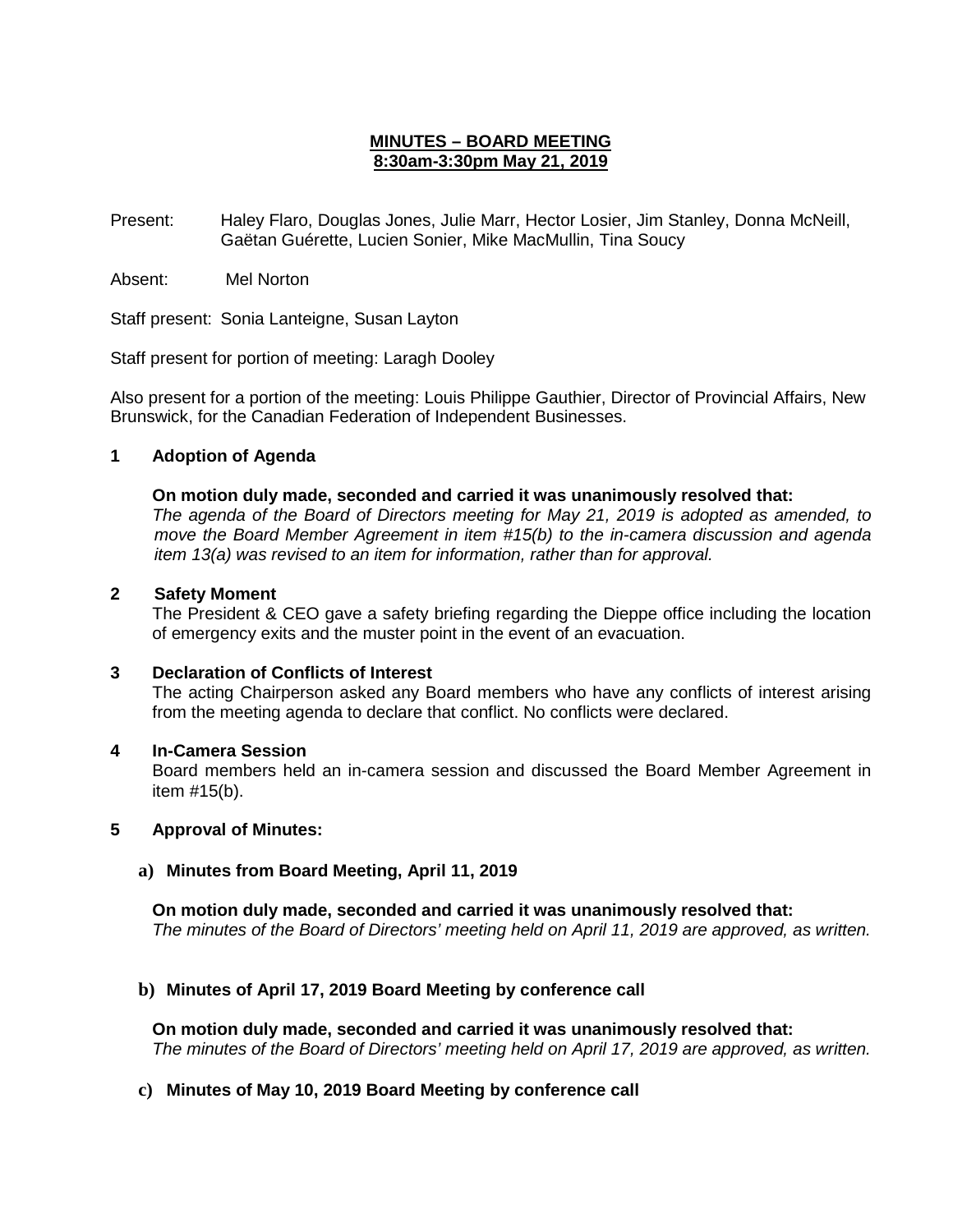# MINUTES – BOARD MEETING
## 8:30am-3:30pm May 21, 2019

Present: Haley Flaro, Douglas Jones, Julie Marr, Hector Losier, Jim Stanley, Donna McNeill, Gaëtan Guérette, Lucien Sonier, Mike MacMullin, Tina Soucy

Absent: Mel Norton

Staff present: Sonia Lanteigne, Susan Layton

Staff present for portion of meeting: Laragh Dooley

Also present for a portion of the meeting: Louis Philippe Gauthier, Director of Provincial Affairs, New Brunswick, for the Canadian Federation of Independent Businesses.

### 1 Adoption of Agenda

**On motion duly made, seconded and carried it was unanimously resolved that:**
*The agenda of the Board of Directors meeting for May 21, 2019 is adopted as amended, to move the Board Member Agreement in item #15(b) to the in-camera discussion and agenda item 13(a) was revised to an item for information, rather than for approval.*

### 2 Safety Moment

The President & CEO gave a safety briefing regarding the Dieppe office including the location of emergency exits and the muster point in the event of an evacuation.

### 3 Declaration of Conflicts of Interest

The acting Chairperson asked any Board members who have any conflicts of interest arising from the meeting agenda to declare that conflict. No conflicts were declared.

### 4 In-Camera Session

Board members held an in-camera session and discussed the Board Member Agreement in item #15(b).

### 5 Approval of Minutes:

**a) Minutes from Board Meeting, April 11, 2019**

**On motion duly made, seconded and carried it was unanimously resolved that:**
*The minutes of the Board of Directors' meeting held on April 11, 2019 are approved, as written.*

**b) Minutes of April 17, 2019 Board Meeting by conference call**

**On motion duly made, seconded and carried it was unanimously resolved that:**
*The minutes of the Board of Directors' meeting held on April 17, 2019 are approved, as written.*

**c) Minutes of May 10, 2019 Board Meeting by conference call**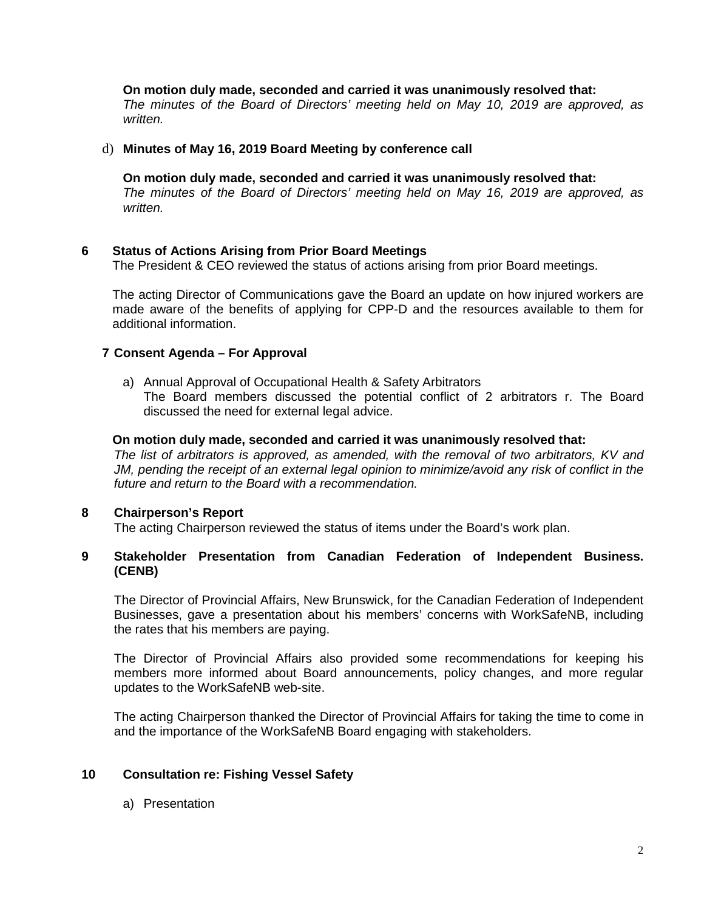**On motion duly made, seconded and carried it was unanimously resolved that:**
*The minutes of the Board of Directors' meeting held on May 10, 2019 are approved, as written.*

d) **Minutes of May 16, 2019 Board Meeting by conference call**

**On motion duly made, seconded and carried it was unanimously resolved that:**
*The minutes of the Board of Directors' meeting held on May 16, 2019 are approved, as written.*

## 6 Status of Actions Arising from Prior Board Meetings

The President & CEO reviewed the status of actions arising from prior Board meetings.

The acting Director of Communications gave the Board an update on how injured workers are made aware of the benefits of applying for CPP-D and the resources available to them for additional information.

## 7 Consent Agenda – For Approval

a) Annual Approval of Occupational Health & Safety Arbitrators
The Board members discussed the potential conflict of 2 arbitrators r. The Board discussed the need for external legal advice.

**On motion duly made, seconded and carried it was unanimously resolved that:**
*The list of arbitrators is approved, as amended, with the removal of two arbitrators, KV and JM, pending the receipt of an external legal opinion to minimize/avoid any risk of conflict in the future and return to the Board with a recommendation.*

## 8 Chairperson's Report

The acting Chairperson reviewed the status of items under the Board's work plan.

## 9 Stakeholder Presentation from Canadian Federation of Independent Business. (CENB)

The Director of Provincial Affairs, New Brunswick, for the Canadian Federation of Independent Businesses, gave a presentation about his members' concerns with WorkSafeNB, including the rates that his members are paying.

The Director of Provincial Affairs also provided some recommendations for keeping his members more informed about Board announcements, policy changes, and more regular updates to the WorkSafeNB web-site.

The acting Chairperson thanked the Director of Provincial Affairs for taking the time to come in and the importance of the WorkSafeNB Board engaging with stakeholders.

## 10 Consultation re: Fishing Vessel Safety

a) Presentation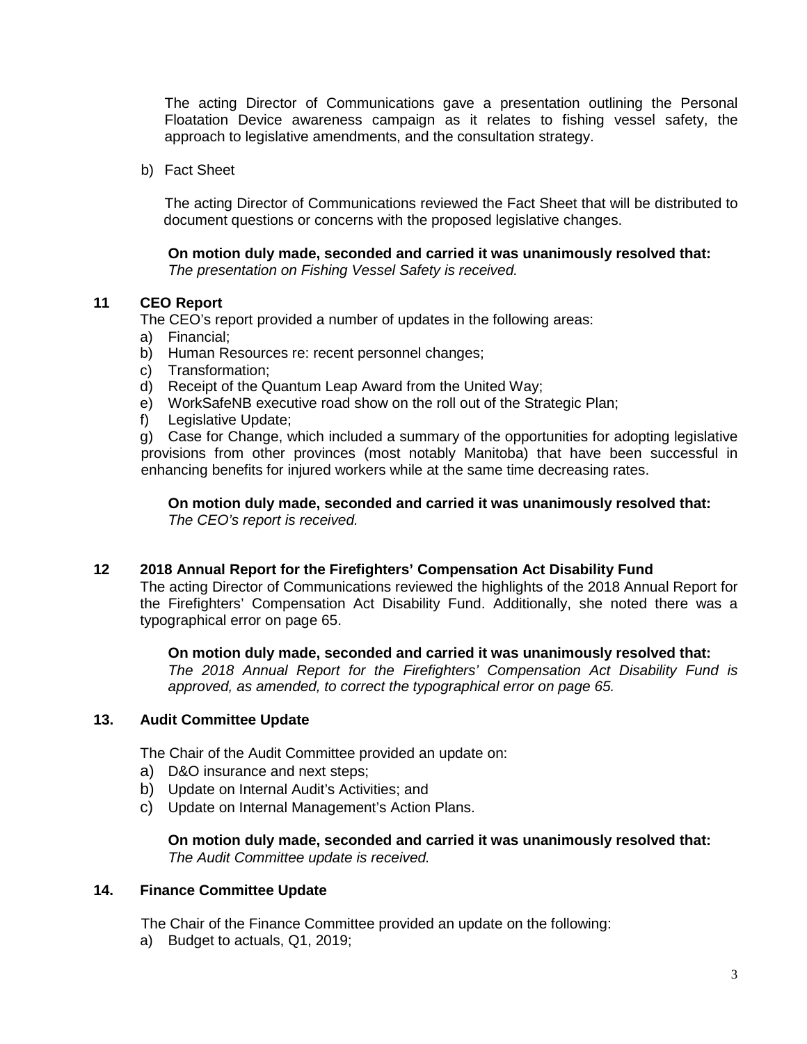The acting Director of Communications gave a presentation outlining the Personal Floatation Device awareness campaign as it relates to fishing vessel safety, the approach to legislative amendments, and the consultation strategy.

b) Fact Sheet

The acting Director of Communications reviewed the Fact Sheet that will be distributed to document questions or concerns with the proposed legislative changes.

**On motion duly made, seconded and carried it was unanimously resolved that:**
*The presentation on Fishing Vessel Safety is received.*

## 11 CEO Report

The CEO's report provided a number of updates in the following areas:

a) Financial;
b) Human Resources re: recent personnel changes;
c) Transformation;
d) Receipt of the Quantum Leap Award from the United Way;
e) WorkSafeNB executive road show on the roll out of the Strategic Plan;
f) Legislative Update;
g) Case for Change, which included a summary of the opportunities for adopting legislative provisions from other provinces (most notably Manitoba) that have been successful in enhancing benefits for injured workers while at the same time decreasing rates.

**On motion duly made, seconded and carried it was unanimously resolved that:**
*The CEO's report is received.*

## 12 2018 Annual Report for the Firefighters' Compensation Act Disability Fund

The acting Director of Communications reviewed the highlights of the 2018 Annual Report for the Firefighters' Compensation Act Disability Fund. Additionally, she noted there was a typographical error on page 65.

**On motion duly made, seconded and carried it was unanimously resolved that:**
*The 2018 Annual Report for the Firefighters' Compensation Act Disability Fund is approved, as amended, to correct the typographical error on page 65.*

## 13. Audit Committee Update

The Chair of the Audit Committee provided an update on:

a) D&O insurance and next steps;
b) Update on Internal Audit's Activities; and
c) Update on Internal Management's Action Plans.

**On motion duly made, seconded and carried it was unanimously resolved that:**
*The Audit Committee update is received.*

## 14. Finance Committee Update

The Chair of the Finance Committee provided an update on the following:

a) Budget to actuals, Q1, 2019;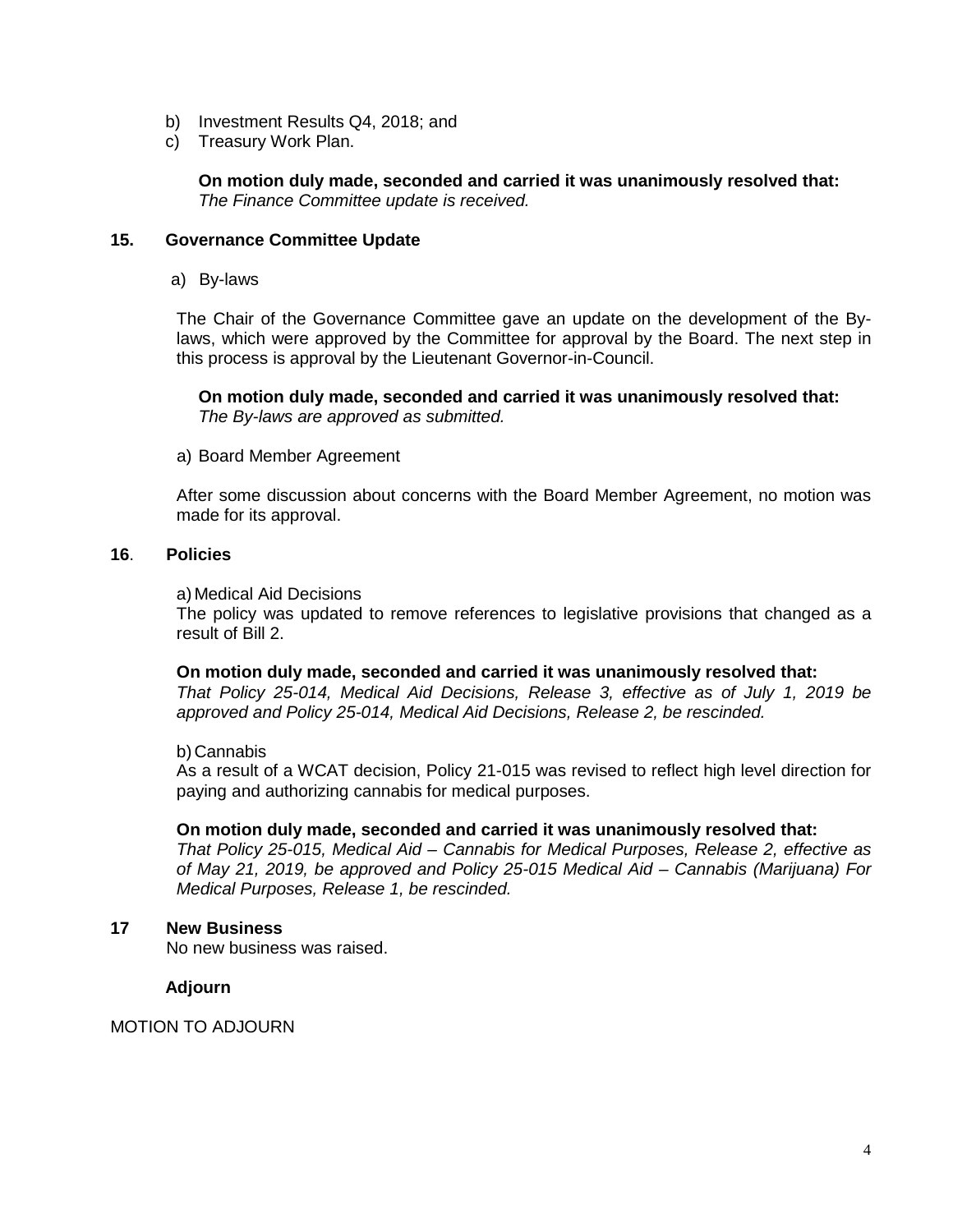b) Investment Results Q4, 2018; and
c) Treasury Work Plan.

**On motion duly made, seconded and carried it was unanimously resolved that:**
*The Finance Committee update is received.*

## 15. Governance Committee Update

a) By-laws

The Chair of the Governance Committee gave an update on the development of the By-laws, which were approved by the Committee for approval by the Board. The next step in this process is approval by the Lieutenant Governor-in-Council.

**On motion duly made, seconded and carried it was unanimously resolved that:**
*The By-laws are approved as submitted.*

a) Board Member Agreement

After some discussion about concerns with the Board Member Agreement, no motion was made for its approval.

## 16. Policies

a) Medical Aid Decisions
The policy was updated to remove references to legislative provisions that changed as a result of Bill 2.

**On motion duly made, seconded and carried it was unanimously resolved that:**
*That Policy 25-014, Medical Aid Decisions, Release 3, effective as of July 1, 2019 be approved and Policy 25-014, Medical Aid Decisions, Release 2, be rescinded.*

b) Cannabis
As a result of a WCAT decision, Policy 21-015 was revised to reflect high level direction for paying and authorizing cannabis for medical purposes.

**On motion duly made, seconded and carried it was unanimously resolved that:**
*That Policy 25-015, Medical Aid – Cannabis for Medical Purposes, Release 2, effective as of May 21, 2019, be approved and Policy 25-015 Medical Aid – Cannabis (Marijuana) For Medical Purposes, Release 1, be rescinded.*

## 17 New Business

No new business was raised.

**Adjourn**

MOTION TO ADJOURN